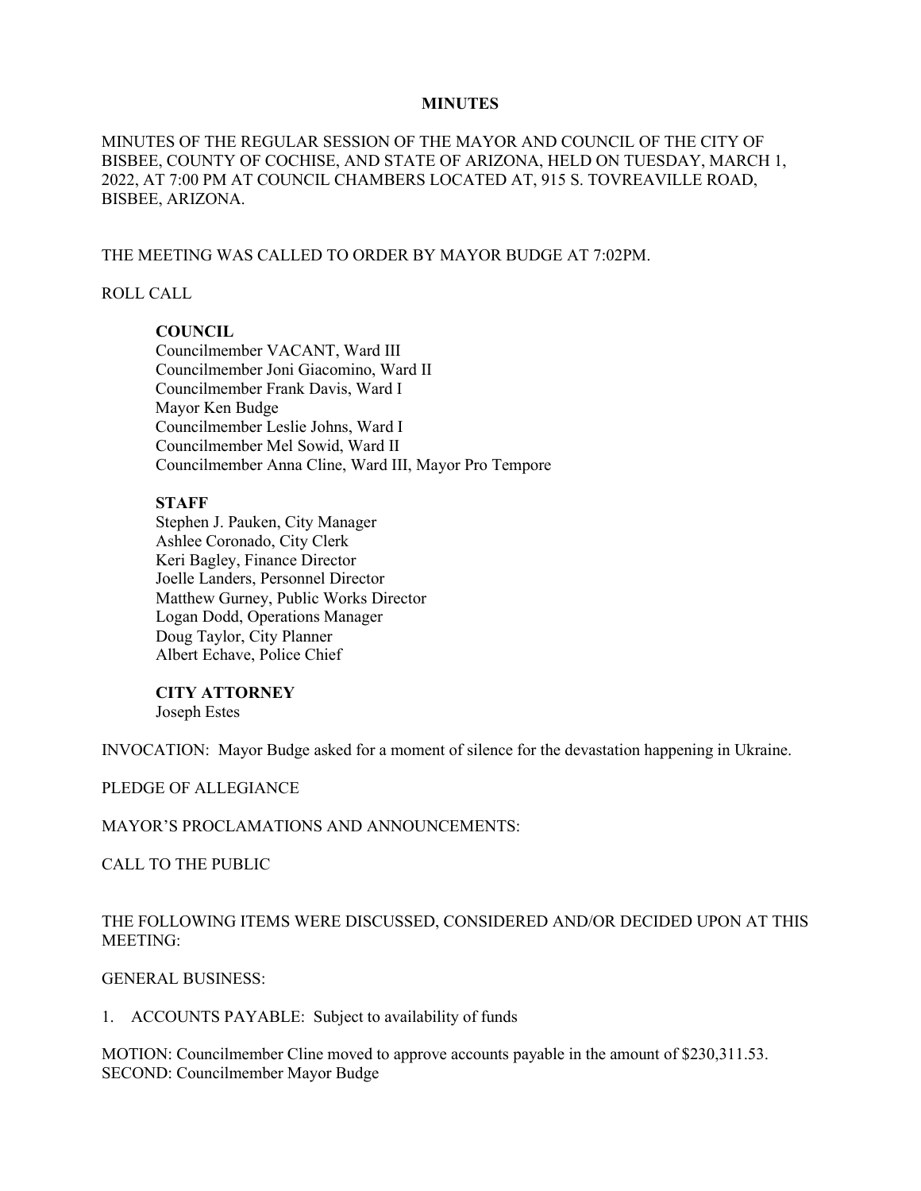# MINUTES

MINUTES OF THE REGULAR SESSION OF THE MAYOR AND COUNCIL OF THE CITY OF BISBEE, COUNTY OF COCHISE, AND STATE OF ARIZONA, HELD ON TUESDAY, MARCH 1, 2022, AT 7:00 PM AT COUNCIL CHAMBERS LOCATED AT, 915 S. TOVREAVILLE ROAD, BISBEE, ARIZONA.

THE MEETING WAS CALLED TO ORDER BY MAYOR BUDGE AT 7:02PM.

ROLL CALL

**COUNCIL**
Councilmember VACANT, Ward III
Councilmember Joni Giacomino, Ward II
Councilmember Frank Davis, Ward I
Mayor Ken Budge
Councilmember Leslie Johns, Ward I
Councilmember Mel Sowid, Ward II
Councilmember Anna Cline, Ward III, Mayor Pro Tempore

**STAFF**
Stephen J. Pauken, City Manager
Ashlee Coronado, City Clerk
Keri Bagley, Finance Director
Joelle Landers, Personnel Director
Matthew Gurney, Public Works Director
Logan Dodd, Operations Manager
Doug Taylor, City Planner
Albert Echave, Police Chief

**CITY ATTORNEY**
Joseph Estes

INVOCATION: Mayor Budge asked for a moment of silence for the devastation happening in Ukraine.

PLEDGE OF ALLEGIANCE

MAYOR'S PROCLAMATIONS AND ANNOUNCEMENTS:

CALL TO THE PUBLIC

THE FOLLOWING ITEMS WERE DISCUSSED, CONSIDERED AND/OR DECIDED UPON AT THIS MEETING:

GENERAL BUSINESS:

1. ACCOUNTS PAYABLE: Subject to availability of funds

MOTION: Councilmember Cline moved to approve accounts payable in the amount of $230,311.53.
SECOND: Councilmember Mayor Budge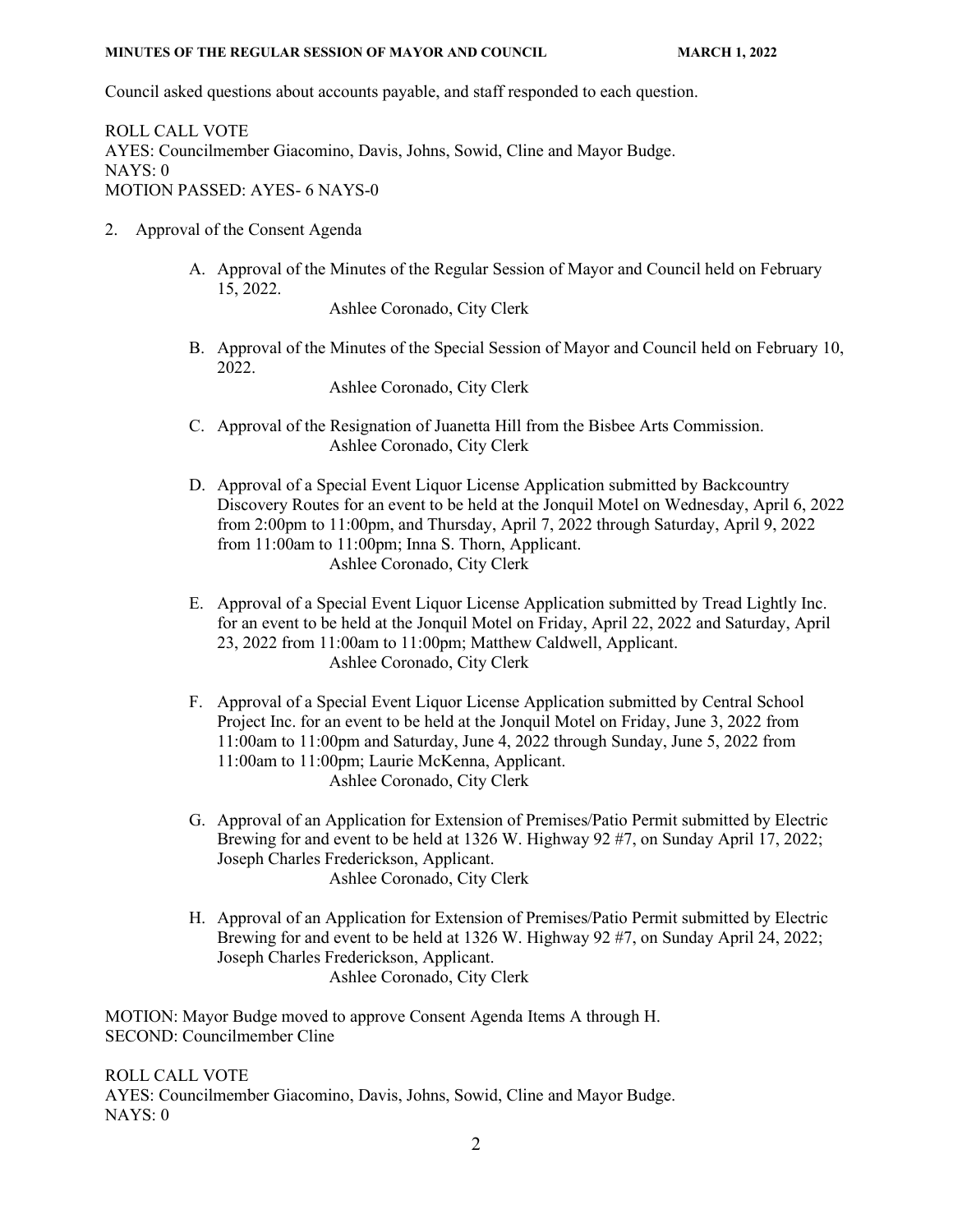Council asked questions about accounts payable, and staff responded to each question.

ROLL CALL VOTE
AYES: Councilmember Giacomino, Davis, Johns, Sowid, Cline and Mayor Budge.
NAYS: 0
MOTION PASSED: AYES- 6 NAYS-0

2. Approval of the Consent Agenda

   A. Approval of the Minutes of the Regular Session of Mayor and Council held on February 15, 2022.
      Ashlee Coronado, City Clerk

   B. Approval of the Minutes of the Special Session of Mayor and Council held on February 10, 2022.
      Ashlee Coronado, City Clerk

   C. Approval of the Resignation of Juanetta Hill from the Bisbee Arts Commission.
      Ashlee Coronado, City Clerk

   D. Approval of a Special Event Liquor License Application submitted by Backcountry Discovery Routes for an event to be held at the Jonquil Motel on Wednesday, April 6, 2022 from 2:00pm to 11:00pm, and Thursday, April 7, 2022 through Saturday, April 9, 2022 from 11:00am to 11:00pm; Inna S. Thorn, Applicant.
      Ashlee Coronado, City Clerk

   E. Approval of a Special Event Liquor License Application submitted by Tread Lightly Inc. for an event to be held at the Jonquil Motel on Friday, April 22, 2022 and Saturday, April 23, 2022 from 11:00am to 11:00pm; Matthew Caldwell, Applicant.
      Ashlee Coronado, City Clerk

   F. Approval of a Special Event Liquor License Application submitted by Central School Project Inc. for an event to be held at the Jonquil Motel on Friday, June 3, 2022 from 11:00am to 11:00pm and Saturday, June 4, 2022 through Sunday, June 5, 2022 from 11:00am to 11:00pm; Laurie McKenna, Applicant.
      Ashlee Coronado, City Clerk

   G. Approval of an Application for Extension of Premises/Patio Permit submitted by Electric Brewing for and event to be held at 1326 W. Highway 92 #7, on Sunday April 17, 2022; Joseph Charles Frederickson, Applicant.
      Ashlee Coronado, City Clerk

   H. Approval of an Application for Extension of Premises/Patio Permit submitted by Electric Brewing for and event to be held at 1326 W. Highway 92 #7, on Sunday April 24, 2022; Joseph Charles Frederickson, Applicant.
      Ashlee Coronado, City Clerk

MOTION: Mayor Budge moved to approve Consent Agenda Items A through H.
SECOND: Councilmember Cline

ROLL CALL VOTE
AYES: Councilmember Giacomino, Davis, Johns, Sowid, Cline and Mayor Budge.
NAYS: 0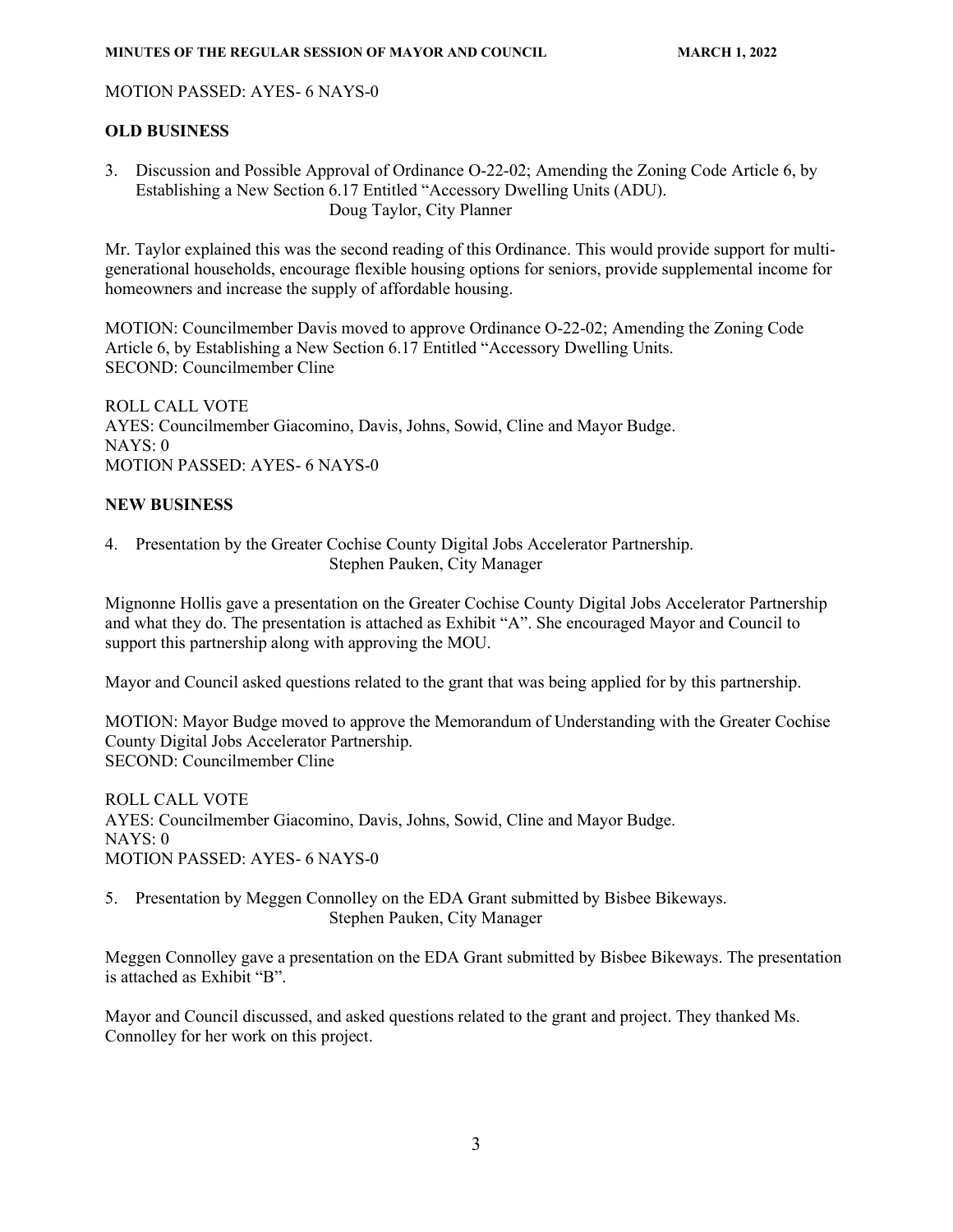MOTION PASSED: AYES- 6 NAYS-0

## OLD BUSINESS

3. Discussion and Possible Approval of Ordinance O-22-02; Amending the Zoning Code Article 6, by Establishing a New Section 6.17 Entitled "Accessory Dwelling Units (ADU).
   Doug Taylor, City Planner

Mr. Taylor explained this was the second reading of this Ordinance. This would provide support for multi-generational households, encourage flexible housing options for seniors, provide supplemental income for homeowners and increase the supply of affordable housing.

MOTION: Councilmember Davis moved to approve Ordinance O-22-02; Amending the Zoning Code Article 6, by Establishing a New Section 6.17 Entitled "Accessory Dwelling Units.
SECOND: Councilmember Cline

ROLL CALL VOTE
AYES: Councilmember Giacomino, Davis, Johns, Sowid, Cline and Mayor Budge.
NAYS: 0
MOTION PASSED: AYES- 6 NAYS-0

## NEW BUSINESS

4. Presentation by the Greater Cochise County Digital Jobs Accelerator Partnership.
   Stephen Pauken, City Manager

Mignonne Hollis gave a presentation on the Greater Cochise County Digital Jobs Accelerator Partnership and what they do. The presentation is attached as Exhibit "A". She encouraged Mayor and Council to support this partnership along with approving the MOU.

Mayor and Council asked questions related to the grant that was being applied for by this partnership.

MOTION: Mayor Budge moved to approve the Memorandum of Understanding with the Greater Cochise County Digital Jobs Accelerator Partnership.
SECOND: Councilmember Cline

ROLL CALL VOTE
AYES: Councilmember Giacomino, Davis, Johns, Sowid, Cline and Mayor Budge.
NAYS: 0
MOTION PASSED: AYES- 6 NAYS-0

5. Presentation by Meggen Connolley on the EDA Grant submitted by Bisbee Bikeways.
   Stephen Pauken, City Manager

Meggen Connolley gave a presentation on the EDA Grant submitted by Bisbee Bikeways. The presentation is attached as Exhibit "B".

Mayor and Council discussed, and asked questions related to the grant and project. They thanked Ms. Connolley for her work on this project.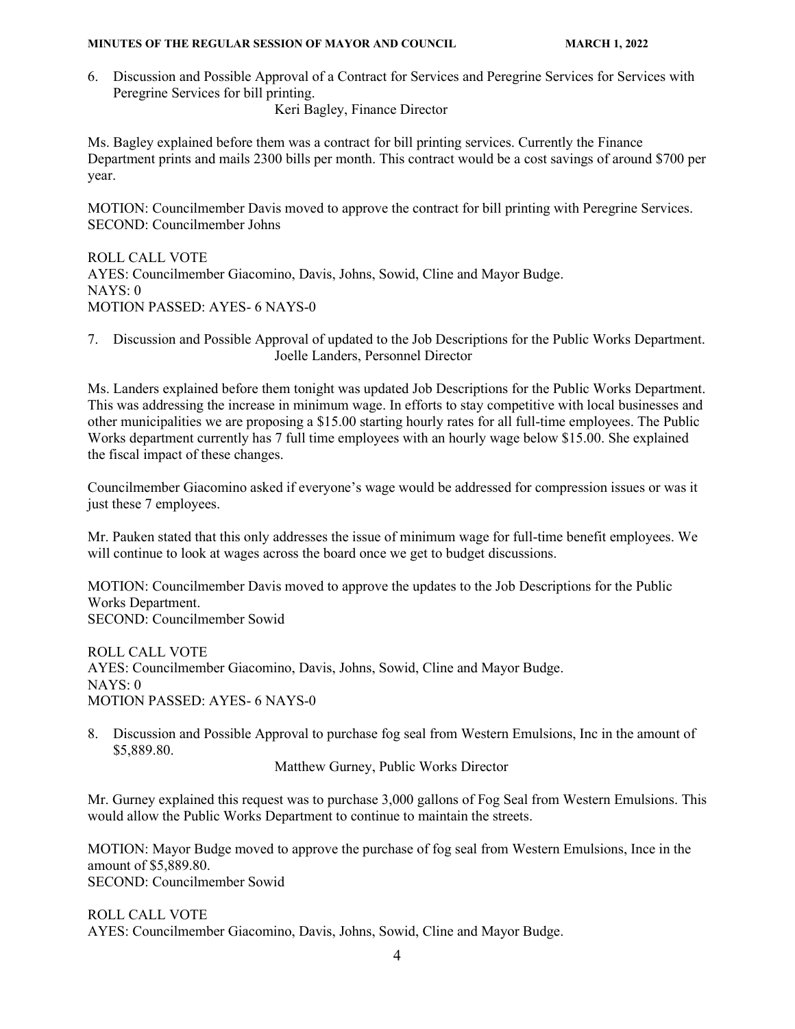6. Discussion and Possible Approval of a Contract for Services and Peregrine Services for Services with Peregrine Services for bill printing.

   Keri Bagley, Finance Director

Ms. Bagley explained before them was a contract for bill printing services. Currently the Finance Department prints and mails 2300 bills per month. This contract would be a cost savings of around $700 per year.

MOTION: Councilmember Davis moved to approve the contract for bill printing with Peregrine Services.
SECOND: Councilmember Johns

ROLL CALL VOTE
AYES: Councilmember Giacomino, Davis, Johns, Sowid, Cline and Mayor Budge.
NAYS: 0
MOTION PASSED: AYES- 6 NAYS-0

7. Discussion and Possible Approval of updated to the Job Descriptions for the Public Works Department.

   Joelle Landers, Personnel Director

Ms. Landers explained before them tonight was updated Job Descriptions for the Public Works Department. This was addressing the increase in minimum wage. In efforts to stay competitive with local businesses and other municipalities we are proposing a $15.00 starting hourly rates for all full-time employees. The Public Works department currently has 7 full time employees with an hourly wage below $15.00. She explained the fiscal impact of these changes.

Councilmember Giacomino asked if everyone's wage would be addressed for compression issues or was it just these 7 employees.

Mr. Pauken stated that this only addresses the issue of minimum wage for full-time benefit employees. We will continue to look at wages across the board once we get to budget discussions.

MOTION: Councilmember Davis moved to approve the updates to the Job Descriptions for the Public Works Department.
SECOND: Councilmember Sowid

ROLL CALL VOTE
AYES: Councilmember Giacomino, Davis, Johns, Sowid, Cline and Mayor Budge.
NAYS: 0
MOTION PASSED: AYES- 6 NAYS-0

8. Discussion and Possible Approval to purchase fog seal from Western Emulsions, Inc in the amount of $5,889.80.

   Matthew Gurney, Public Works Director

Mr. Gurney explained this request was to purchase 3,000 gallons of Fog Seal from Western Emulsions. This would allow the Public Works Department to continue to maintain the streets.

MOTION: Mayor Budge moved to approve the purchase of fog seal from Western Emulsions, Ince in the amount of $5,889.80.
SECOND: Councilmember Sowid

ROLL CALL VOTE
AYES: Councilmember Giacomino, Davis, Johns, Sowid, Cline and Mayor Budge.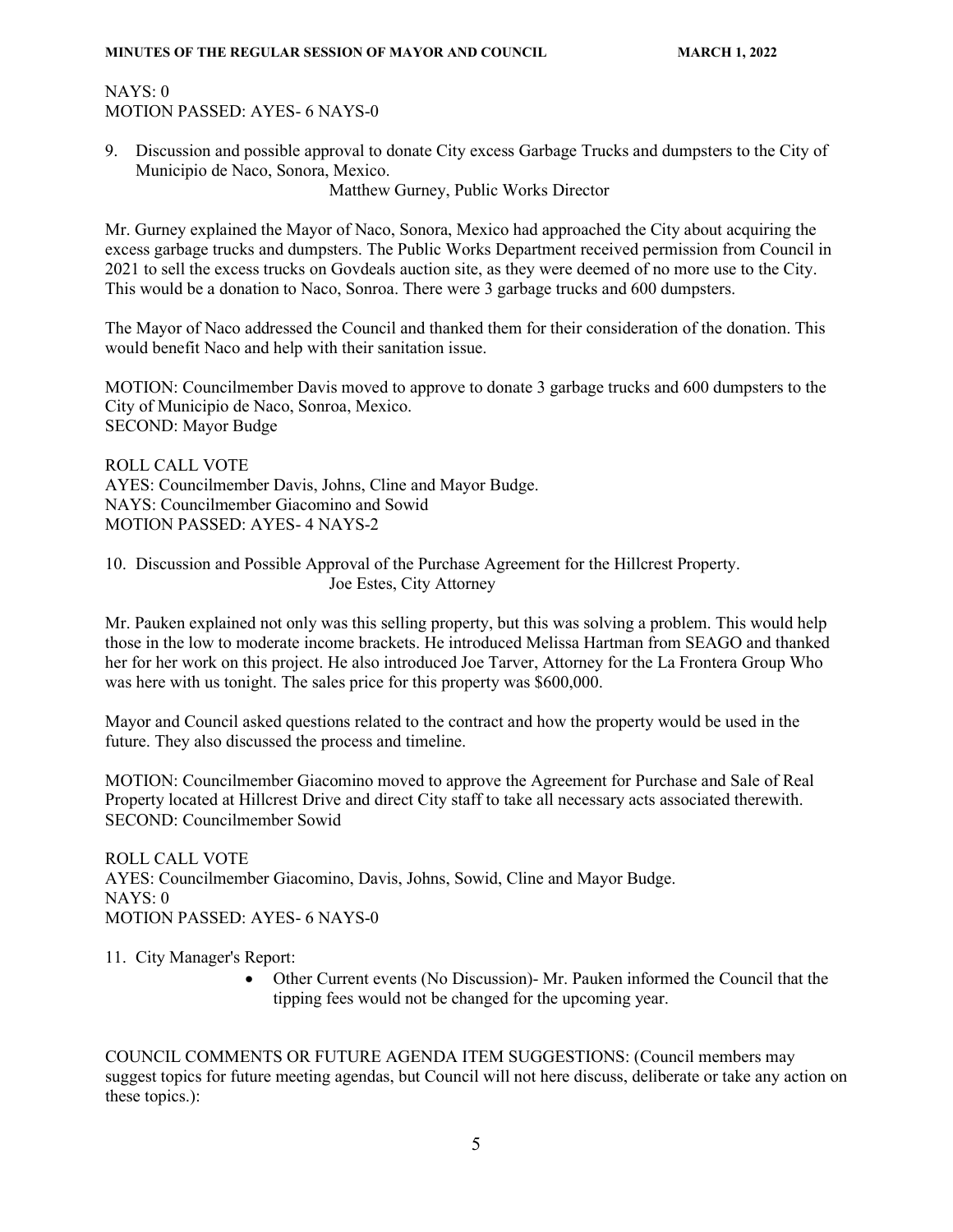NAYS: 0
MOTION PASSED: AYES- 6 NAYS-0

9. Discussion and possible approval to donate City excess Garbage Trucks and dumpsters to the City of Municipio de Naco, Sonora, Mexico.
   Matthew Gurney, Public Works Director

Mr. Gurney explained the Mayor of Naco, Sonora, Mexico had approached the City about acquiring the excess garbage trucks and dumpsters. The Public Works Department received permission from Council in 2021 to sell the excess trucks on Govdeals auction site, as they were deemed of no more use to the City. This would be a donation to Naco, Sonroa. There were 3 garbage trucks and 600 dumpsters.

The Mayor of Naco addressed the Council and thanked them for their consideration of the donation. This would benefit Naco and help with their sanitation issue.

MOTION: Councilmember Davis moved to approve to donate 3 garbage trucks and 600 dumpsters to the City of Municipio de Naco, Sonroa, Mexico.
SECOND: Mayor Budge

ROLL CALL VOTE
AYES: Councilmember Davis, Johns, Cline and Mayor Budge.
NAYS: Councilmember Giacomino and Sowid
MOTION PASSED: AYES- 4 NAYS-2

10. Discussion and Possible Approval of the Purchase Agreement for the Hillcrest Property.
    Joe Estes, City Attorney

Mr. Pauken explained not only was this selling property, but this was solving a problem. This would help those in the low to moderate income brackets. He introduced Melissa Hartman from SEAGO and thanked her for her work on this project. He also introduced Joe Tarver, Attorney for the La Frontera Group Who was here with us tonight. The sales price for this property was $600,000.

Mayor and Council asked questions related to the contract and how the property would be used in the future. They also discussed the process and timeline.

MOTION: Councilmember Giacomino moved to approve the Agreement for Purchase and Sale of Real Property located at Hillcrest Drive and direct City staff to take all necessary acts associated therewith.
SECOND: Councilmember Sowid

ROLL CALL VOTE
AYES: Councilmember Giacomino, Davis, Johns, Sowid, Cline and Mayor Budge.
NAYS: 0
MOTION PASSED: AYES- 6 NAYS-0

11. City Manager's Report:
    - Other Current events (No Discussion)- Mr. Pauken informed the Council that the tipping fees would not be changed for the upcoming year.

COUNCIL COMMENTS OR FUTURE AGENDA ITEM SUGGESTIONS: (Council members may suggest topics for future meeting agendas, but Council will not here discuss, deliberate or take any action on these topics.):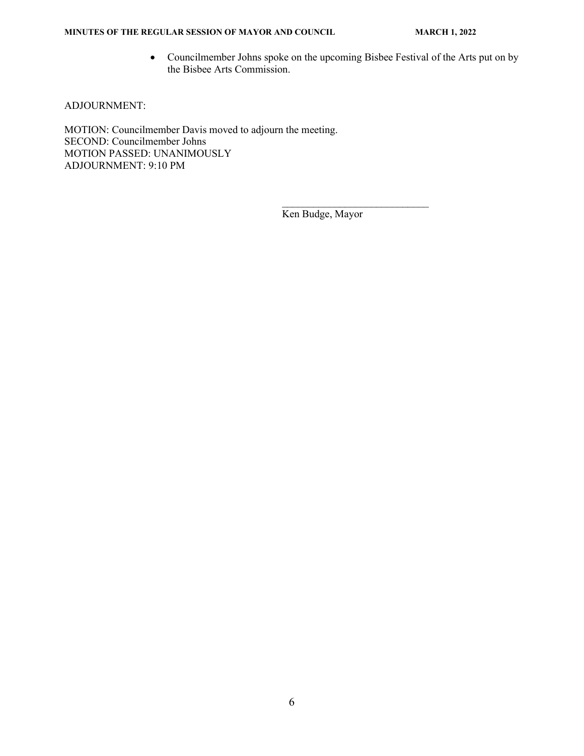- Councilmember Johns spoke on the upcoming Bisbee Festival of the Arts put on by the Bisbee Arts Commission.

ADJOURNMENT:

MOTION: Councilmember Davis moved to adjourn the meeting.
SECOND: Councilmember Johns
MOTION PASSED: UNANIMOUSLY
ADJOURNMENT: 9:10 PM

_____________________________
Ken Budge, Mayor